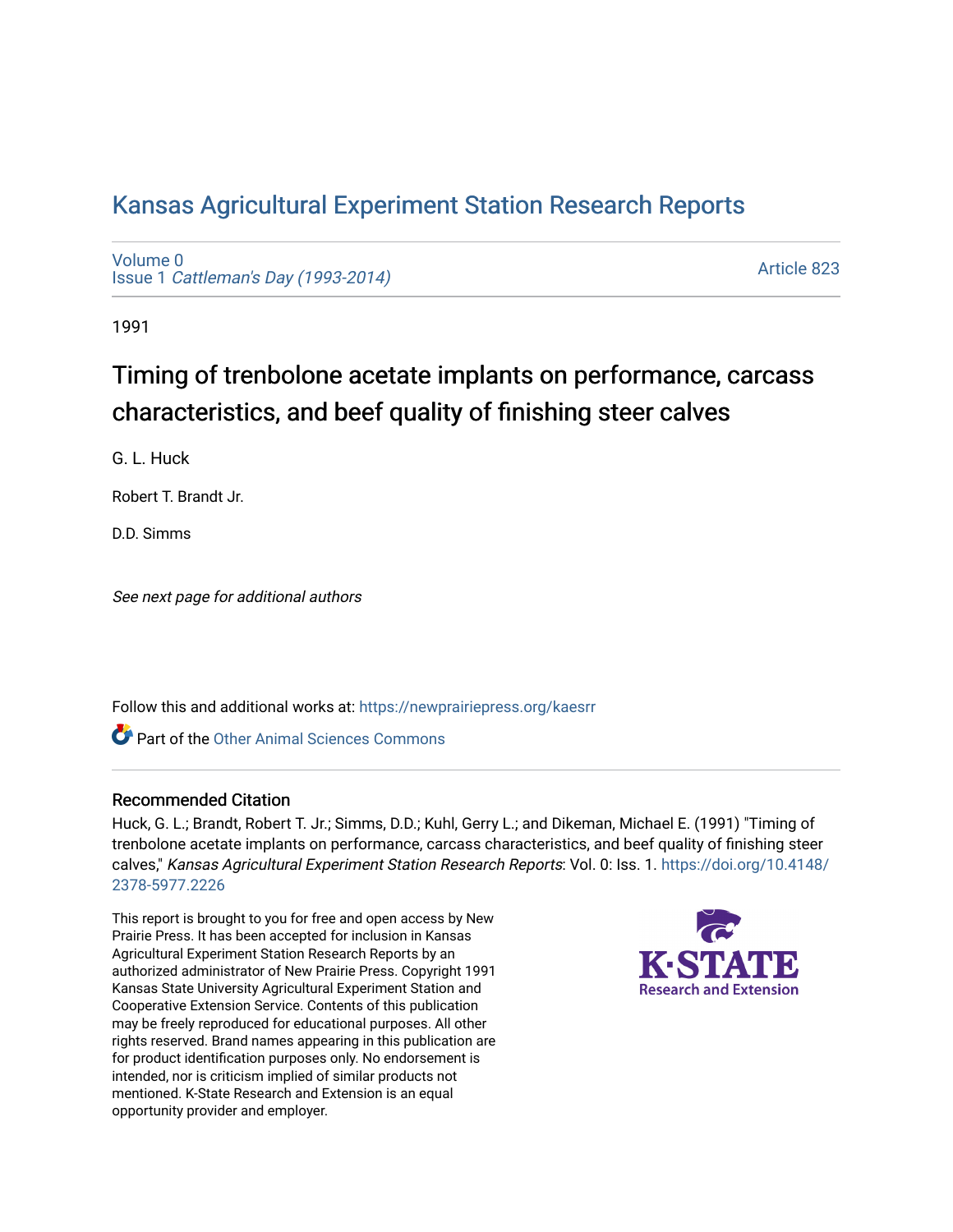# Kansas Agricultural Experiment Station Research Reports

Volume 0
Issue 1 *Cattleman's Day (1993-2014)*

Article 823

1991

## Timing of trenbolone acetate implants on performance, carcass characteristics, and beef quality of finishing steer calves

G. L. Huck

Robert T. Brandt Jr.

D.D. Simms

*See next page for additional authors*

Follow this and additional works at: https://newprairiepress.org/kaesrr

Part of the Other Animal Sciences Commons

### Recommended Citation

Huck, G. L.; Brandt, Robert T. Jr.; Simms, D.D.; Kuhl, Gerry L.; and Dikeman, Michael E. (1991) "Timing of trenbolone acetate implants on performance, carcass characteristics, and beef quality of finishing steer calves," *Kansas Agricultural Experiment Station Research Reports*: Vol. 0: Iss. 1. https://doi.org/10.4148/2378-5977.2226

This report is brought to you for free and open access by New Prairie Press. It has been accepted for inclusion in Kansas Agricultural Experiment Station Research Reports by an authorized administrator of New Prairie Press. Copyright 1991 Kansas State University Agricultural Experiment Station and Cooperative Extension Service. Contents of this publication may be freely reproduced for educational purposes. All other rights reserved. Brand names appearing in this publication are for product identification purposes only. No endorsement is intended, nor is criticism implied of similar products not mentioned. K-State Research and Extension is an equal opportunity provider and employer.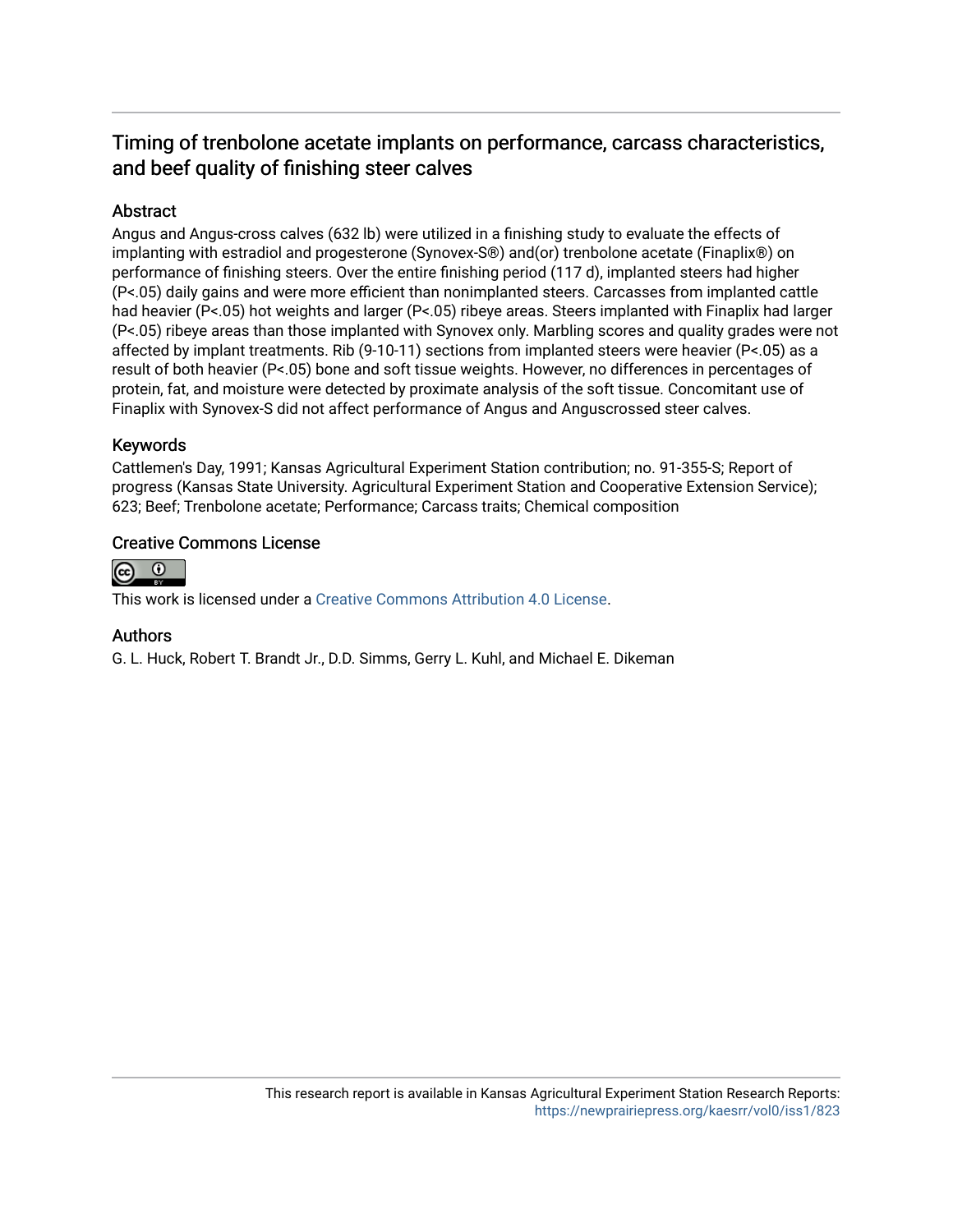# Timing of trenbolone acetate implants on performance, carcass characteristics, and beef quality of finishing steer calves

## Abstract

Angus and Angus-cross calves (632 lb) were utilized in a finishing study to evaluate the effects of implanting with estradiol and progesterone (Synovex-S®) and(or) trenbolone acetate (Finaplix®) on performance of finishing steers. Over the entire finishing period (117 d), implanted steers had higher (P<.05) daily gains and were more efficient than nonimplanted steers. Carcasses from implanted cattle had heavier (P<.05) hot weights and larger (P<.05) ribeye areas. Steers implanted with Finaplix had larger (P<.05) ribeye areas than those implanted with Synovex only. Marbling scores and quality grades were not affected by implant treatments. Rib (9-10-11) sections from implanted steers were heavier (P<.05) as a result of both heavier (P<.05) bone and soft tissue weights. However, no differences in percentages of protein, fat, and moisture were detected by proximate analysis of the soft tissue. Concomitant use of Finaplix with Synovex-S did not affect performance of Angus and Anguscrossed steer calves.

## Keywords

Cattlemen's Day, 1991; Kansas Agricultural Experiment Station contribution; no. 91-355-S; Report of progress (Kansas State University. Agricultural Experiment Station and Cooperative Extension Service); 623; Beef; Trenbolone acetate; Performance; Carcass traits; Chemical composition

## Creative Commons License

This work is licensed under a Creative Commons Attribution 4.0 License.

## Authors

G. L. Huck, Robert T. Brandt Jr., D.D. Simms, Gerry L. Kuhl, and Michael E. Dikeman

This research report is available in Kansas Agricultural Experiment Station Research Reports: https://newprairiepress.org/kaesrr/vol0/iss1/823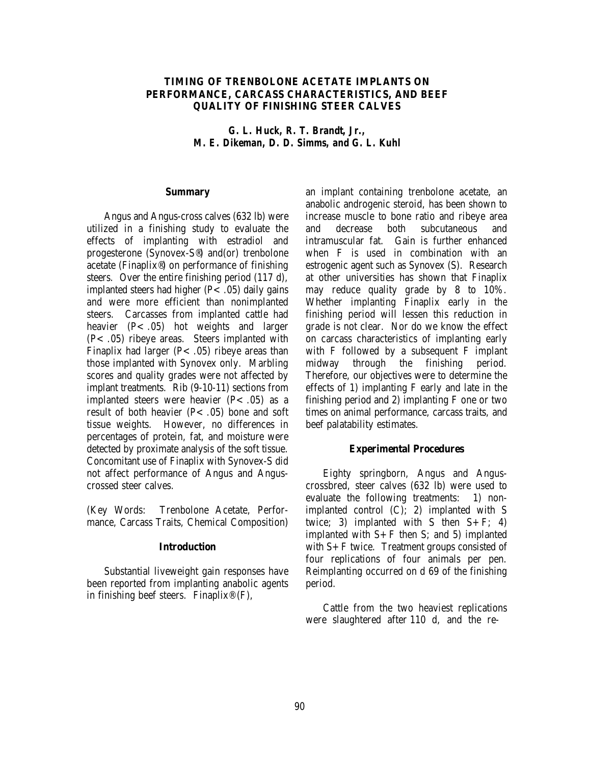# TIMING OF TRENBOLONE ACETATE IMPLANTS ON PERFORMANCE, CARCASS CHARACTERISTICS, AND BEEF QUALITY OF FINISHING STEER CALVES

***G. L. Huck, R. T. Brandt, Jr., M. E. Dikeman, D. D. Simms, and G. L. Kuhl***

## Summary

Angus and Angus-cross calves (632 lb) were utilized in a finishing study to evaluate the effects of implanting with estradiol and progesterone (Synovex-S®) and(or) trenbolone acetate (Finaplix®) on performance of finishing steers. Over the entire finishing period (117 d), implanted steers had higher ($P < .05$) daily gains and were more efficient than nonimplanted steers. Carcasses from implanted cattle had heavier ($P < .05$) hot weights and larger ($P < .05$) ribeye areas. Steers implanted with Finaplix had larger ($P < .05$) ribeye areas than those implanted with Synovex only. Marbling scores and quality grades were not affected by implant treatments. Rib (9-10-11) sections from implanted steers were heavier ($P < .05$) as a result of both heavier ($P < .05$) bone and soft tissue weights. However, no differences in percentages of protein, fat, and moisture were detected by proximate analysis of the soft tissue. Concomitant use of Finaplix with Synovex-S did not affect performance of Angus and Angus-crossed steer calves.

(Key Words: Trenbolone Acetate, Performance, Carcass Traits, Chemical Composition)

## Introduction

Substantial liveweight gain responses have been reported from implanting anabolic agents in finishing beef steers. Finaplix® (F), an implant containing trenbolone acetate, an anabolic androgenic steroid, has been shown to increase muscle to bone ratio and ribeye area and decrease both subcutaneous and intramuscular fat. Gain is further enhanced when F is used in combination with an estrogenic agent such as Synovex (S). Research at other universities has shown that Finaplix may reduce quality grade by 8 to 10%. Whether implanting Finaplix early in the finishing period will lessen this reduction in grade is not clear. Nor do we know the effect on carcass characteristics of implanting early with F followed by a subsequent F implant midway through the finishing period. Therefore, our objectives were to determine the effects of 1) implanting F early and late in the finishing period and 2) implanting F one or two times on animal performance, carcass traits, and beef palatability estimates.

## Experimental Procedures

Eighty springborn, Angus and Angus-crossbred, steer calves (632 lb) were used to evaluate the following treatments: 1) nonimplanted control (C); 2) implanted with S twice; 3) implanted with S then S+F; 4) implanted with S+F then S; and 5) implanted with S+F twice. Treatment groups consisted of four replications of four animals per pen. Reimplanting occurred on d 69 of the finishing period.

Cattle from the two heaviest replications were slaughtered after 110 d, and the re-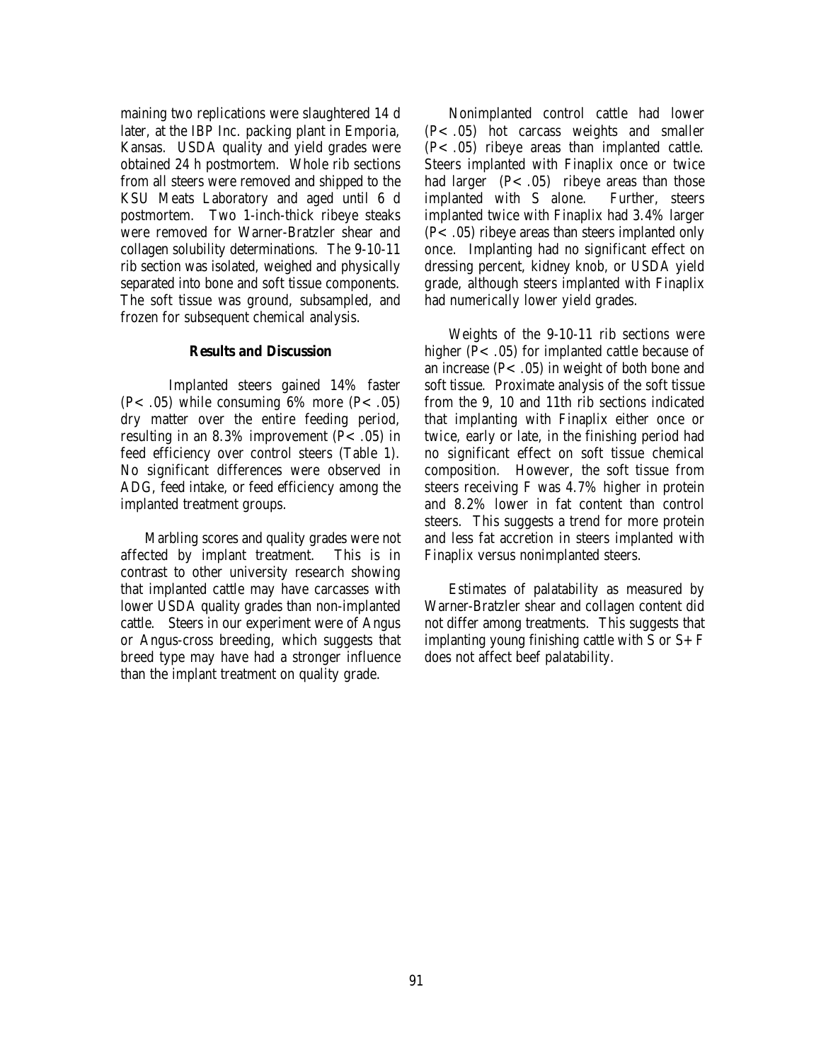maining two replications were slaughtered 14 d later, at the IBP Inc. packing plant in Emporia, Kansas. USDA quality and yield grades were obtained 24 h postmortem. Whole rib sections from all steers were removed and shipped to the KSU Meats Laboratory and aged until 6 d postmortem. Two 1-inch-thick ribeye steaks were removed for Warner-Bratzler shear and collagen solubility determinations. The 9-10-11 rib section was isolated, weighed and physically separated into bone and soft tissue components. The soft tissue was ground, subsampled, and frozen for subsequent chemical analysis.

## Results and Discussion

Implanted steers gained 14% faster ($P< .05$) while consuming 6% more ($P< .05$) dry matter over the entire feeding period, resulting in an 8.3% improvement ($P< .05$) in feed efficiency over control steers (Table 1). No significant differences were observed in ADG, feed intake, or feed efficiency among the implanted treatment groups.

Marbling scores and quality grades were not affected by implant treatment. This is in contrast to other university research showing that implanted cattle may have carcasses with lower USDA quality grades than non-implanted cattle. Steers in our experiment were of Angus or Angus-cross breeding, which suggests that breed type may have had a stronger influence than the implant treatment on quality grade.

Nonimplanted control cattle had lower ($P< .05$) hot carcass weights and smaller ($P< .05$) ribeye areas than implanted cattle. Steers implanted with Finaplix once or twice had larger ($P< .05$) ribeye areas than those implanted with S alone. Further, steers implanted twice with Finaplix had 3.4% larger ($P< .05$) ribeye areas than steers implanted only once. Implanting had no significant effect on dressing percent, kidney knob, or USDA yield grade, although steers implanted with Finaplix had numerically lower yield grades.

Weights of the 9-10-11 rib sections were higher ($P< .05$) for implanted cattle because of an increase ($P< .05$) in weight of both bone and soft tissue. Proximate analysis of the soft tissue from the 9, 10 and 11th rib sections indicated that implanting with Finaplix either once or twice, early or late, in the finishing period had no significant effect on soft tissue chemical composition. However, the soft tissue from steers receiving F was 4.7% higher in protein and 8.2% lower in fat content than control steers. This suggests a trend for more protein and less fat accretion in steers implanted with Finaplix versus nonimplanted steers.

Estimates of palatability as measured by Warner-Bratzler shear and collagen content did not differ among treatments. This suggests that implanting young finishing cattle with S or S+F does not affect beef palatability.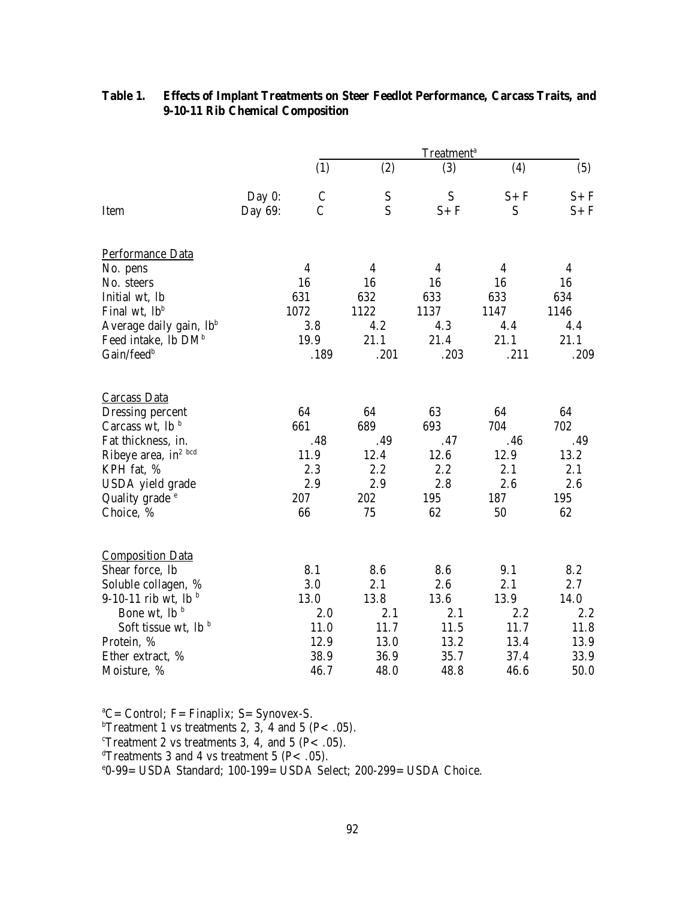**Table 1. Effects of Implant Treatments on Steer Feedlot Performance, Carcass Traits, and 9-10-11 Rib Chemical Composition**

| | | Treatment[a] | | | | |
|---|---|---|---|---|---|---|
| | | (1) | (2) | (3) | (4) | (5) |
| | Day 0: | C | S | S | S+ F | S+ F |
| Item | Day 69: | C | S | S+ F | S | S+ F |
| Performance Data | | | | | | |
| No. pens | | 4 | 4 | 4 | 4 | 4 |
| No. steers | | 16 | 16 | 16 | 16 | 16 |
| Initial wt, lb | | 631 | 632 | 633 | 633 | 634 |
| Final wt, lb[b] | | 1072 | 1122 | 1137 | 1147 | 1146 |
| Average daily gain, lb[b] | | 3.8 | 4.2 | 4.3 | 4.4 | 4.4 |
| Feed intake, lb DM[b] | | 19.9 | 21.1 | 21.4 | 21.1 | 21.1 |
| Gain/feed[b] | | .189 | .201 | .203 | .211 | .209 |
| Carcass Data | | | | | | |
| Dressing percent | | 64 | 64 | 63 | 64 | 64 |
| Carcass wt, lb [b] | | 661 | 689 | 693 | 704 | 702 |
| Fat thickness, in. | | .48 | .49 | .47 | .46 | .49 |
| Ribeye area, $in^2$ [bcd] | | 11.9 | 12.4 | 12.6 | 12.9 | 13.2 |
| KPH fat, % | | 2.3 | 2.2 | 2.2 | 2.1 | 2.1 |
| USDA yield grade | | 2.9 | 2.9 | 2.8 | 2.6 | 2.6 |
| Quality grade [e] | | 207 | 202 | 195 | 187 | 195 |
| Choice, % | | 66 | 75 | 62 | 50 | 62 |
| Composition Data | | | | | | |
| Shear force, lb | | 8.1 | 8.6 | 8.6 | 9.1 | 8.2 |
| Soluble collagen, % | | 3.0 | 2.1 | 2.6 | 2.1 | 2.7 |
| 9-10-11 rib wt, lb [b] | | 13.0 | 13.8 | 13.6 | 13.9 | 14.0 |
| Bone wt, lb [b] | | 2.0 | 2.1 | 2.1 | 2.2 | 2.2 |
| Soft tissue wt, lb [b] | | 11.0 | 11.7 | 11.5 | 11.7 | 11.8 |
| Protein, % | | 12.9 | 13.0 | 13.2 | 13.4 | 13.9 |
| Ether extract, % | | 38.9 | 36.9 | 35.7 | 37.4 | 33.9 |
| Moisture, % | | 46.7 | 48.0 | 48.8 | 46.6 | 50.0 |

[a]C= Control; F= Finaplix; S= Synovex-S.
[b]Treatment 1 vs treatments 2, 3, 4 and 5 ($P< .05$).
[c]Treatment 2 vs treatments 3, 4, and 5 ($P< .05$).
[d]Treatments 3 and 4 vs treatment 5 ($P< .05$).
[e]0-99= USDA Standard; 100-199= USDA Select; 200-299= USDA Choice.